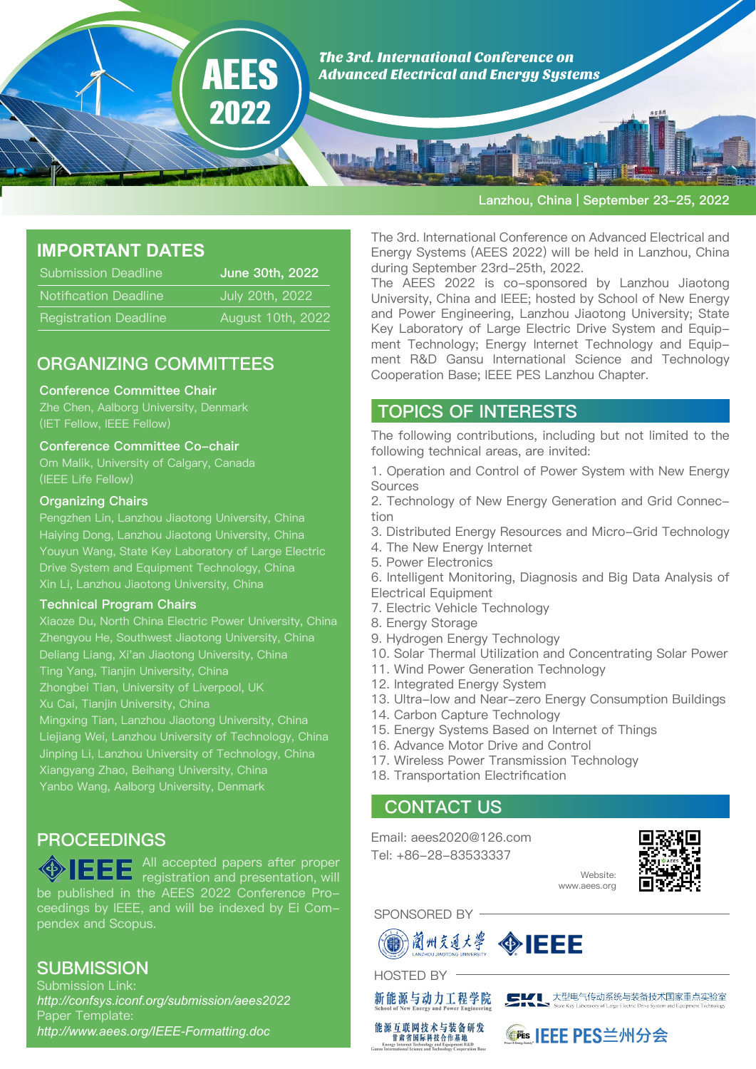# AEES 2022

***The 3rd. International Conference on Advanced Electrical and Energy Systems***

Lanzhou, China | September 23–25, 2022

## IMPORTANT DATES

| | |
|---|---|
| Submission Deadline | **June 30th, 2022** |
| Notification Deadline | July 20th, 2022 |
| Registration Deadline | August 10th, 2022 |

## ORGANIZING COMMITTEES

### Conference Committee Chair

Zhe Chen, Aalborg University, Denmark
(IET Fellow, IEEE Fellow)

### Conference Committee Co-chair

Om Malik, University of Calgary, Canada
(IEEE Life Fellow)

### Organizing Chairs

Pengzhen Lin, Lanzhou Jiaotong University, China
Haiying Dong, Lanzhou Jiaotong University, China
Youyun Wang, State Key Laboratory of Large Electric Drive System and Equipment Technology, China
Xin Li, Lanzhou Jiaotong University, China

### Technical Program Chairs

Xiaoze Du, North China Electric Power University, China
Zhengyou He, Southwest Jiaotong University, China
Deliang Liang, Xi'an Jiaotong University, China
Ting Yang, Tianjin University, China
Zhongbei Tian, University of Liverpool, UK
Xu Cai, Tianjin University, China
Mingxing Tian, Lanzhou Jiaotong University, China
Liejiang Wei, Lanzhou University of Technology, China
Jinping Li, Lanzhou University of Technology, China
Xiangyang Zhao, Beihang University, China
Yanbo Wang, Aalborg University, Denmark

## PROCEEDINGS

IEEE All accepted papers after proper registration and presentation, will be published in the AEES 2022 Conference Proceedings by IEEE, and will be indexed by Ei Compendex and Scopus.

## SUBMISSION

Submission Link:
*http://confsys.iconf.org/submission/aees2022*
Paper Template:
*http://www.aees.org/IEEE-Formatting.doc*

The 3rd. International Conference on Advanced Electrical and Energy Systems (AEES 2022) will be held in Lanzhou, China during September 23rd–25th, 2022.
The AEES 2022 is co-sponsored by Lanzhou Jiaotong University, China and IEEE; hosted by School of New Energy and Power Engineering, Lanzhou Jiaotong University; State Key Laboratory of Large Electric Drive System and Equipment Technology; Energy Internet Technology and Equipment R&D Gansu International Science and Technology Cooperation Base; IEEE PES Lanzhou Chapter.

## TOPICS OF INTERESTS

The following contributions, including but not limited to the following technical areas, are invited:

1. Operation and Control of Power System with New Energy Sources
2. Technology of New Energy Generation and Grid Connection
3. Distributed Energy Resources and Micro-Grid Technology
4. The New Energy Internet
5. Power Electronics
6. Intelligent Monitoring, Diagnosis and Big Data Analysis of Electrical Equipment
7. Electric Vehicle Technology
8. Energy Storage
9. Hydrogen Energy Technology
10. Solar Thermal Utilization and Concentrating Solar Power
11. Wind Power Generation Technology
12. Integrated Energy System
13. Ultra-low and Near-zero Energy Consumption Buildings
14. Carbon Capture Technology
15. Energy Systems Based on Internet of Things
16. Advance Motor Drive and Control
17. Wireless Power Transmission Technology
18. Transportation Electrification

## CONTACT US

Email: aees2020@126.com
Tel: +86-28-83533337

Website:
www.aees.org

SPONSORED BY

蘭州交通大學 LANZHOU JIAOTONG UNIVERSITY　IEEE

HOSTED BY

新能源与动力工程学院 School of New Energy and Power Engineering

SKL 大型电气传动系统与装备技术国家重点实验室 State Key Laboratory of Large Electric Drive System and Equipment Technology

能源互联网技术与装备研发甘肃省国际科技合作基地 Energy Internet Technology and Equipment R&D Gansu International Science and Technology Cooperation Base

IEEE PES兰州分会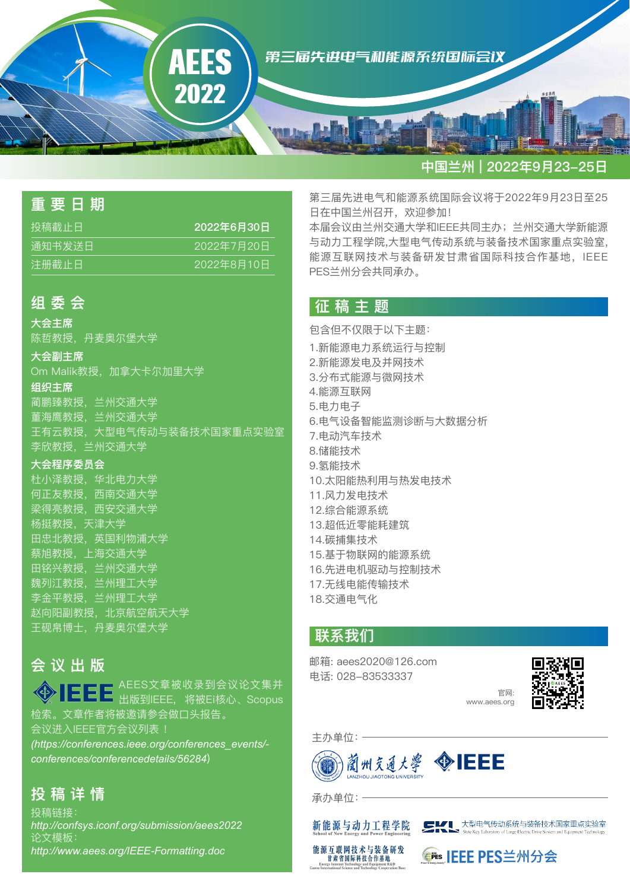# AEES 2022

## 第三届先进电气和能源系统国际会议

中国兰州 | 2022年9月23-25日

## 重要日期

| | |
|---|---|
| 投稿截止日 | **2022年6月30日** |
| 通知书发送日 | 2022年7月20日 |
| 注册截止日 | 2022年8月10日 |

## 组委会

**大会主席**

陈哲教授，丹麦奥尔堡大学

**大会副主席**

Om Malik教授，加拿大卡尔加里大学

**组织主席**

蔺鹏臻教授，兰州交通大学
董海鹰教授，兰州交通大学
王有云教授，大型电气传动与装备技术国家重点实验室
李欣教授，兰州交通大学

**大会程序委员会**

杜小泽教授，华北电力大学
何正友教授，西南交通大学
梁得亮教授，西安交通大学
杨挺教授，天津大学
田忠北教授，英国利物浦大学
蔡旭教授，上海交通大学
田铭兴教授，兰州交通大学
魏列江教授，兰州理工大学
李金平教授，兰州理工大学
赵向阳副教授，北京航空航天大学
王砚帛博士，丹麦奥尔堡大学

## 会议出版

AEES文章被收录到会议论文集并出版到IEEE，将被Ei核心、Scopus检索。文章作者将被邀请参会做口头报告。
会议进入IEEE官方会议列表！
*(https://conferences.ieee.org/conferences_events/-conferences/conferencedetails/56284)*

## 投稿详情

投稿链接：
*http://confsys.iconf.org/submission/aees2022*
论文模板：
*http://www.aees.org/IEEE-Formatting.doc*

第三届先进电气和能源系统国际会议将于2022年9月23日至25日在中国兰州召开，欢迎参加！
本届会议由兰州交通大学和IEEE共同主办；兰州交通大学新能源与动力工程学院,大型电气传动系统与装备技术国家重点实验室，能源互联网技术与装备研发甘肃省国际科技合作基地，IEEE PES兰州分会共同承办。

## 征稿主题

包含但不仅限于以下主题：

1.新能源电力系统运行与控制
2.新能源发电及并网技术
3.分布式能源与微网技术
4.能源互联网
5.电力电子
6.电气设备智能监测诊断与大数据分析
7.电动汽车技术
8.储能技术
9.氢能技术
10.太阳能热利用与热发电技术
11.风力发电技术
12.综合能源系统
13.超低近零能耗建筑
14.碳捕集技术
15.基于物联网的能源系统
16.先进电机驱动与控制技术
17.无线电能传输技术
18.交通电气化

## 联系我们

邮箱: aees2020@126.com
电话: 028-83533337

官网:
www.aees.org

主办单位：

兰州交通大学 LANZHOU JIAOTONG UNIVERSITY
IEEE

承办单位：

新能源与动力工程学院 School of New Energy and Power Engineering
大型电气传动系统与装备技术国家重点实验室 State Key Laboratory of Large Electric Drive System and Equipment Technology
能源互联网技术与装备研发甘肃省国际科技合作基地 Energy Internet Technology and Equipment R&D Gansu International Science and Technology Cooperation Base
IEEE PES兰州分会